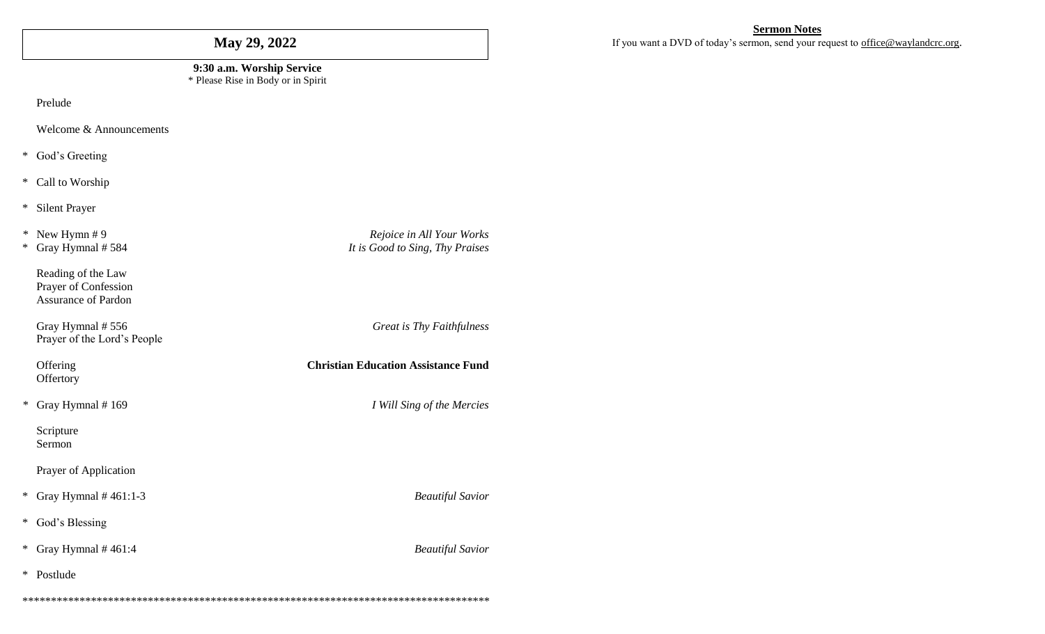# May 29, 2022

**9:30 a.m. Worship Service**
* Please Rise in Body or in Spirit

Prelude

Welcome & Announcements

* God's Greeting

* Call to Worship

* Silent Prayer

* New Hymn # 9 — *Rejoice in All Your Works*
* Gray Hymnal # 584 — *It is Good to Sing, Thy Praises*

Reading of the Law
Prayer of Confession
Assurance of Pardon

Gray Hymnal # 556 — *Great is Thy Faithfulness*
Prayer of the Lord's People

Offering — **Christian Education Assistance Fund**
Offertory

* Gray Hymnal # 169 — *I Will Sing of the Mercies*

Scripture
Sermon

Prayer of Application

* Gray Hymnal # 461:1-3 — *Beautiful Savior*

* God's Blessing

* Gray Hymnal # 461:4 — *Beautiful Savior*

* Postlude

************************************************************************************

**Sermon Notes**

If you want a DVD of today's sermon, send your request to office@waylandcrc.org.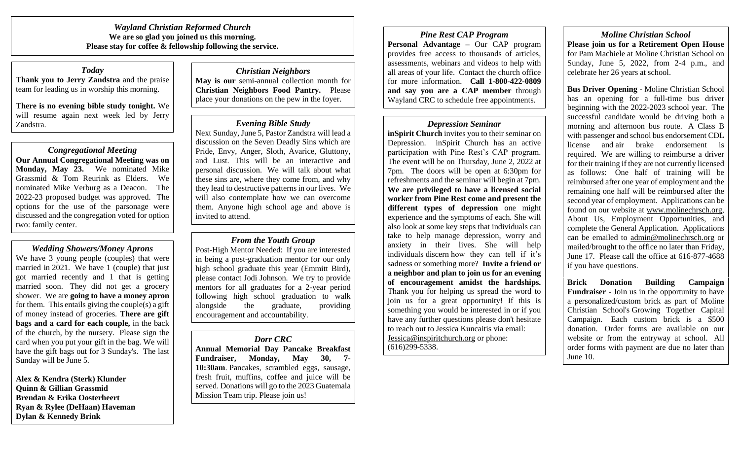*Wayland Christian Reformed Church*

**We are so glad you joined us this morning.**
**Please stay for coffee & fellowship following the service.**

### *Today*

**Thank you to Jerry Zandstra** and the praise team for leading us in worship this morning.

**There is no evening bible study tonight.** We will resume again next week led by Jerry Zandstra.

### *Congregational Meeting*

**Our Annual Congregational Meeting was on Monday, May 23.** We nominated Mike Grassmid & Tom Reurink as Elders. We nominated Mike Verburg as a Deacon. The 2022-23 proposed budget was approved. The options for the use of the parsonage were discussed and the congregation voted for option two: family center.

### *Wedding Showers/Money Aprons*

We have 3 young people (couples) that were married in 2021. We have 1 (couple) that just got married recently and 1 that is getting married soon. They did not get a grocery shower. We are **going to have a money apron** for them. This entails giving the couple(s) a gift of money instead of groceries. **There are gift bags and a card for each couple,** in the back of the church, by the nursery. Please sign the card when you put your gift in the bag. We will have the gift bags out for 3 Sunday's. The last Sunday will be June 5.

**Alex & Kendra (Sterk) Klunder**
**Quinn & Gillian Grassmid**
**Brendan & Erika Oosterheert**
**Ryan & Rylee (DeHaan) Haveman**
**Dylan & Kennedy Brink**

### *Christian Neighbors*

**May is our** semi-annual collection month for **Christian Neighbors Food Pantry.** Please place your donations on the pew in the foyer.

### *Evening Bible Study*

Next Sunday, June 5, Pastor Zandstra will lead a discussion on the Seven Deadly Sins which are Pride, Envy, Anger, Sloth, Avarice, Gluttony, and Lust. This will be an interactive and personal discussion. We will talk about what these sins are, where they come from, and why they lead to destructive patterns in our lives. We will also contemplate how we can overcome them. Anyone high school age and above is invited to attend.

### *From the Youth Group*

Post-High Mentor Needed: If you are interested in being a post-graduation mentor for our only high school graduate this year (Emmitt Bird), please contact Jodi Johnson. We try to provide mentors for all graduates for a 2-year period following high school graduation to walk alongside the graduate, providing encouragement and accountability.

### *Dorr CRC*

**Annual Memorial Day Pancake Breakfast Fundraiser, Monday, May 30, 7-10:30am**. Pancakes, scrambled eggs, sausage, fresh fruit, muffins, coffee and juice will be served. Donations will go to the 2023 Guatemala Mission Team trip. Please join us!

### *Pine Rest CAP Program*

**Personal Advantage –** Our CAP program provides free access to thousands of articles, assessments, webinars and videos to help with all areas of your life. Contact the church office for more information. **Call 1-800-422-0809 and say you are a CAP member** through Wayland CRC to schedule free appointments.

### *Depression Seminar*

**inSpirit Church** invites you to their seminar on Depression. inSpirit Church has an active participation with Pine Rest's CAP program. The event will be on Thursday, June 2, 2022 at 7pm. The doors will be open at 6:30pm for refreshments and the seminar will begin at 7pm. **We are privileged to have a licensed social worker from Pine Rest come and present the different types of depression** one might experience and the symptoms of each. She will also look at some key steps that individuals can take to help manage depression, worry and anxiety in their lives. She will help individuals discern how they can tell if it's sadness or something more? **Invite a friend or a neighbor and plan to join us for an evening of encouragement amidst the hardships.** Thank you for helping us spread the word to join us for a great opportunity! If this is something you would be interested in or if you have any further questions please don't hesitate to reach out to Jessica Kuncaitis via email: Jessica@inspiritchurch.org or phone: (616)299-5338.

### *Moline Christian School*

**Please join us for a Retirement Open House** for Pam Machiele at Moline Christian School on Sunday, June 5, 2022, from 2-4 p.m., and celebrate her 26 years at school.

**Bus Driver Opening** - Moline Christian School has an opening for a full-time bus driver beginning with the 2022-2023 school year. The successful candidate would be driving both a morning and afternoon bus route. A Class B with passenger and school bus endorsement CDL license and air brake endorsement is required. We are willing to reimburse a driver for their training if they are not currently licensed as follows: One half of training will be reimbursed after one year of employment and the remaining one half will be reimbursed after the second year of employment. Applications can be found on our website at www.molinechrsch.org, About Us, Employment Opportunities, and complete the General Application. Applications can be emailed to admin@molinechrsch.org or mailed/brought to the office no later than Friday, June 17. Please call the office at 616-877-4688 if you have questions.

**Brick Donation Building Campaign Fundraiser** - Join us in the opportunity to have a personalized/custom brick as part of Moline Christian School's Growing Together Capital Campaign. Each custom brick is a $500 donation. Order forms are available on our website or from the entryway at school. All order forms with payment are due no later than June 10.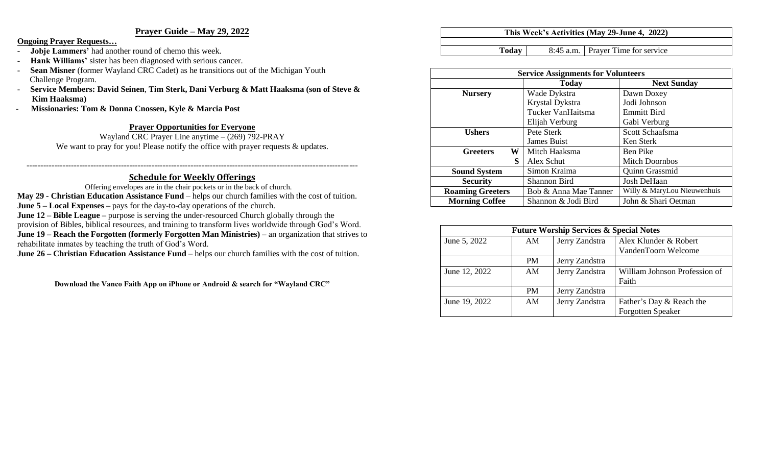## Prayer Guide – May 29, 2022

**Ongoing Prayer Requests…**

- **Jobje Lammers'** had another round of chemo this week.
- **Hank Williams'** sister has been diagnosed with serious cancer.
- **Sean Misner** (former Wayland CRC Cadet) as he transitions out of the Michigan Youth Challenge Program.
- **Service Members: David Seinen**, **Tim Sterk, Dani Verburg & Matt Haaksma (son of Steve & Kim Haaksma)**
- **Missionaries: Tom & Donna Cnossen, Kyle & Marcia Post**

### Prayer Opportunities for Everyone

Wayland CRC Prayer Line anytime – (269) 792-PRAY

We want to pray for you! Please notify the office with prayer requests & updates.

---

### Schedule for Weekly Offerings

Offering envelopes are in the chair pockets or in the back of church.

**May 29 - Christian Education Assistance Fund** – helps our church families with the cost of tuition.

**June 5 – Local Expenses –** pays for the day-to-day operations of the church.

**June 12 – Bible League –** purpose is serving the under-resourced Church globally through the provision of Bibles, biblical resources, and training to transform lives worldwide through God's Word.

**June 19 – Reach the Forgotten (formerly Forgotten Man Ministries)** – an organization that strives to rehabilitate inmates by teaching the truth of God's Word.

**June 26 – Christian Education Assistance Fund** – helps our church families with the cost of tuition.

**Download the Vanco Faith App on iPhone or Android & search for "Wayland CRC"**

| This Week's Activities (May 29-June 4, 2022) | | |
|---|---|---|
| **Today** | 8:45 a.m. | Prayer Time for service |

| Service Assignments for Volunteers | | |
|---|---|---|
| | **Today** | **Next Sunday** |
| **Nursery** | Wade Dykstra<br>Krystal Dykstra<br>Tucker VanHaitsma<br>Elijah Verburg | Dawn Doxey<br>Jodi Johnson<br>Emmitt Bird<br>Gabi Verburg |
| **Ushers** | Pete Sterk<br>James Buist | Scott Schaafsma<br>Ken Sterk |
| **Greeters W** | Mitch Haaksma | Ben Pike |
| **S** | Alex Schut | Mitch Doornbos |
| **Sound System** | Simon Kraima | Quinn Grassmid |
| **Security** | Shannon Bird | Josh DeHaan |
| **Roaming Greeters** | Bob & Anna Mae Tanner | Willy & MaryLou Nieuwenhuis |
| **Morning Coffee** | Shannon & Jodi Bird | John & Shari Oetman |

| Future Worship Services & Special Notes | | | |
|---|---|---|---|
| June 5, 2022 | AM | Jerry Zandstra | Alex Klunder & Robert VandenToorn Welcome |
| | PM | Jerry Zandstra | |
| June 12, 2022 | AM | Jerry Zandstra | William Johnson Profession of Faith |
| | PM | Jerry Zandstra | |
| June 19, 2022 | AM | Jerry Zandstra | Father's Day & Reach the Forgotten Speaker |